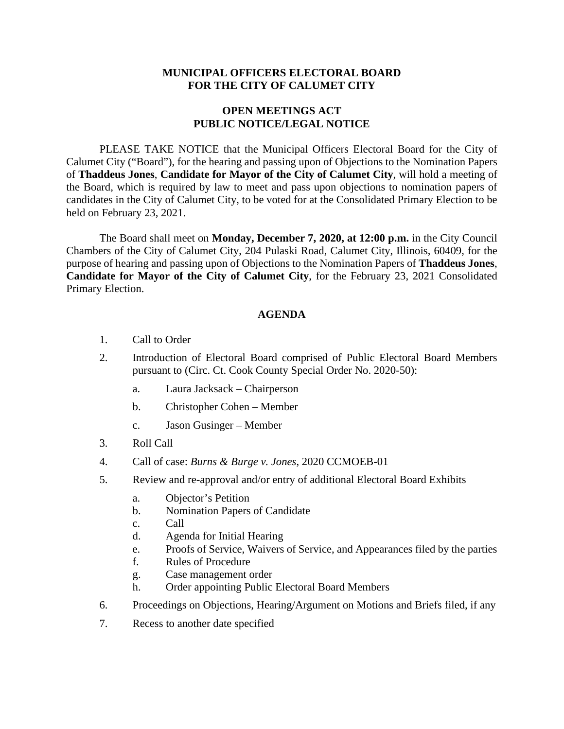**MUNICIPAL OFFICERS ELECTORAL BOARD**
**FOR THE CITY OF CALUMET CITY**

**OPEN MEETINGS ACT**
**PUBLIC NOTICE/LEGAL NOTICE**

PLEASE TAKE NOTICE that the Municipal Officers Electoral Board for the City of Calumet City ("Board"), for the hearing and passing upon of Objections to the Nomination Papers of **Thaddeus Jones**, **Candidate for Mayor of the City of Calumet City**, will hold a meeting of the Board, which is required by law to meet and pass upon objections to nomination papers of candidates in the City of Calumet City, to be voted for at the Consolidated Primary Election to be held on February 23, 2021.

The Board shall meet on **Monday, December 7, 2020, at 12:00 p.m.** in the City Council Chambers of the City of Calumet City, 204 Pulaski Road, Calumet City, Illinois, 60409, for the purpose of hearing and passing upon of Objections to the Nomination Papers of **Thaddeus Jones**, **Candidate for Mayor of the City of Calumet City**, for the February 23, 2021 Consolidated Primary Election.

**AGENDA**

1. Call to Order
2. Introduction of Electoral Board comprised of Public Electoral Board Members pursuant to (Circ. Ct. Cook County Special Order No. 2020-50):
   a. Laura Jacksack – Chairperson
   b. Christopher Cohen – Member
   c. Jason Gusinger – Member
3. Roll Call
4. Call of case: *Burns & Burge v. Jones*, 2020 CCMOEB-01
5. Review and re-approval and/or entry of additional Electoral Board Exhibits
   a. Objector's Petition
   b. Nomination Papers of Candidate
   c. Call
   d. Agenda for Initial Hearing
   e. Proofs of Service, Waivers of Service, and Appearances filed by the parties
   f. Rules of Procedure
   g. Case management order
   h. Order appointing Public Electoral Board Members
6. Proceedings on Objections, Hearing/Argument on Motions and Briefs filed, if any
7. Recess to another date specified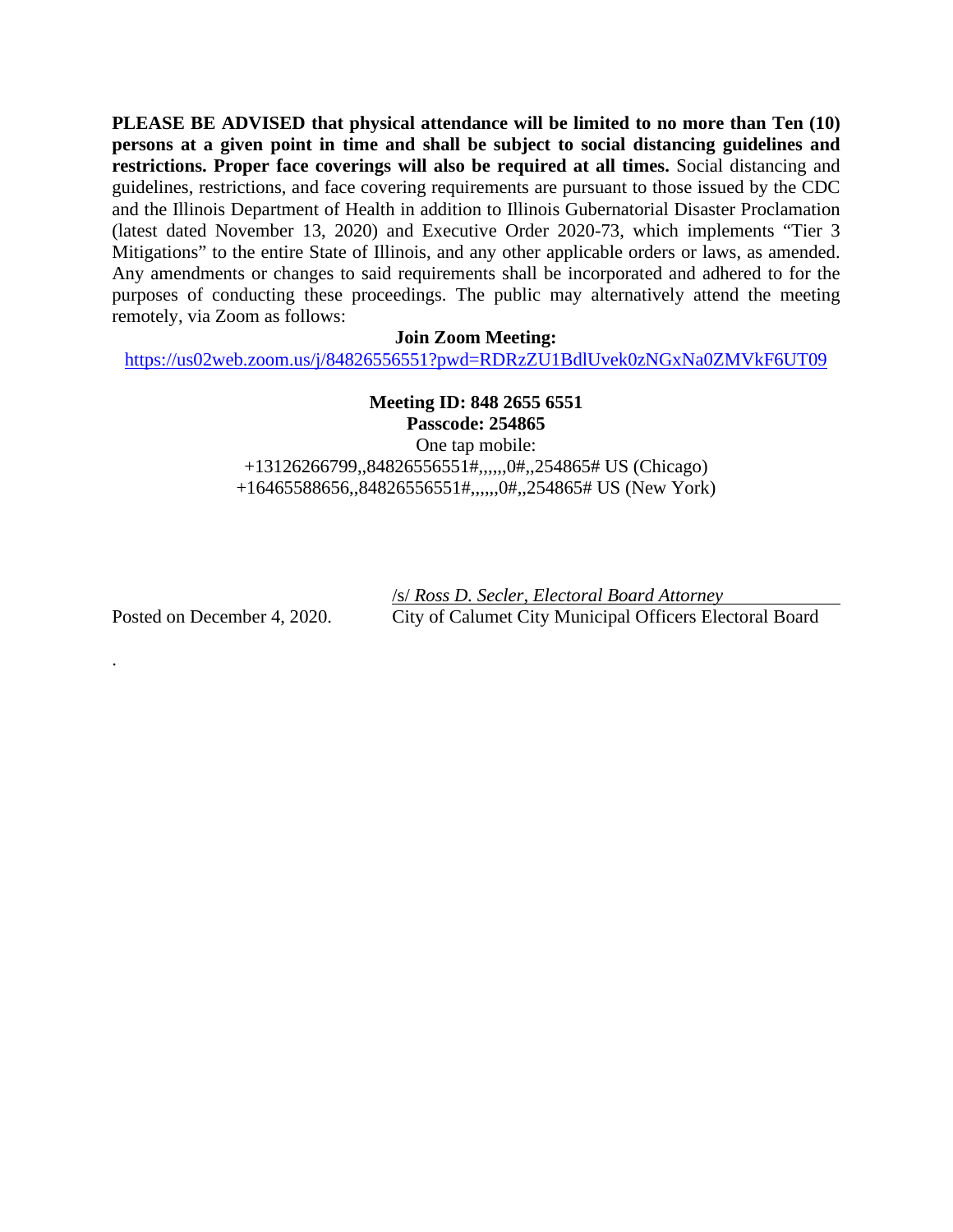**PLEASE BE ADVISED that physical attendance will be limited to no more than Ten (10) persons at a given point in time and shall be subject to social distancing guidelines and restrictions. Proper face coverings will also be required at all times.** Social distancing and guidelines, restrictions, and face covering requirements are pursuant to those issued by the CDC and the Illinois Department of Health in addition to Illinois Gubernatorial Disaster Proclamation (latest dated November 13, 2020) and Executive Order 2020-73, which implements "Tier 3 Mitigations" to the entire State of Illinois, and any other applicable orders or laws, as amended. Any amendments or changes to said requirements shall be incorporated and adhered to for the purposes of conducting these proceedings. The public may alternatively attend the meeting remotely, via Zoom as follows:

**Join Zoom Meeting:**

https://us02web.zoom.us/j/84826556551?pwd=RDRzZU1BdlUvek0zNGxNa0ZMVkF6UT09

**Meeting ID: 848 2655 6551**
**Passcode: 254865**

One tap mobile:
+13126266799,,84826556551#,,,,,,0#,,254865# US (Chicago)
+16465588656,,84826556551#,,,,,,0#,,254865# US (New York)

/s/ *Ross D. Secler, Electoral Board Attorney*
City of Calumet City Municipal Officers Electoral Board

Posted on December 4, 2020.

.